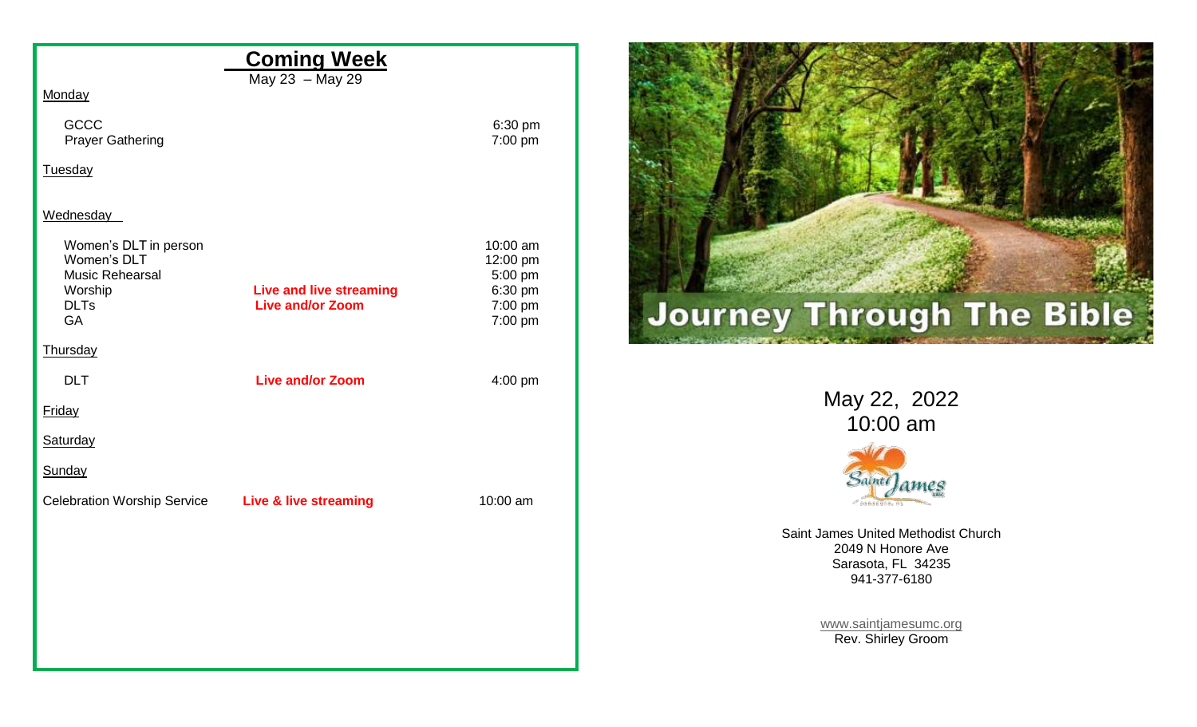## Coming Week

May 23 – May 29

**Monday**

| | | |
|---|---|---|
| GCCC | | 6:30 pm |
| Prayer Gathering | | 7:00 pm |

**Tuesday**

**Wednesday**

| | | |
|---|---|---|
| Women's DLT in person | | 10:00 am |
| Women's DLT | | 12:00 pm |
| Music Rehearsal | | 5:00 pm |
| Worship | **Live and live streaming** | 6:30 pm |
| DLTs | **Live and/or Zoom** | 7:00 pm |
| GA | | 7:00 pm |

**Thursday**

| | | |
|---|---|---|
| DLT | **Live and/or Zoom** | 4:00 pm |

**Friday**

**Saturday**

**Sunday**

| | | |
|---|---|---|
| Celebration Worship Service | **Live & live streaming** | 10:00 am |

# Journey Through The Bible

May 22, 2022
10:00 am

Saint James UMC

Saint James United Methodist Church
2049 N Honore Ave
Sarasota, FL 34235
941-377-6180

www.saintjamesumc.org
Rev. Shirley Groom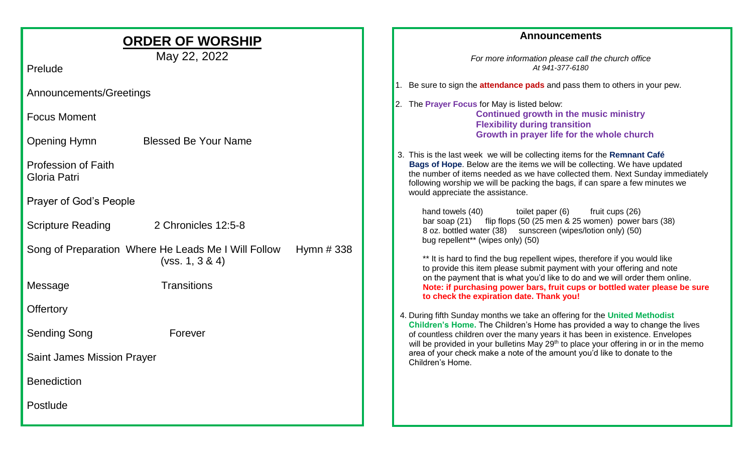# ORDER OF WORSHIP

May 22, 2022

Prelude

Announcements/Greetings

Focus Moment

Opening Hymn — Blessed Be Your Name

Profession of Faith
Gloria Patri

Prayer of God's People

Scripture Reading — 2 Chronicles 12:5-8

Song of Preparation — Where He Leads Me I Will Follow — Hymn # 338
(vss. 1, 3 & 4)

Message — Transitions

Offertory

Sending Song — Forever

Saint James Mission Prayer

Benediction

Postlude

## Announcements

*For more information please call the church office*
*At 941-377-6180*

1. Be sure to sign the **attendance pads** and pass them to others in your pew.

2. The **Prayer Focus** for May is listed below:
   **Continued growth in the music ministry**
   **Flexibility during transition**
   **Growth in prayer life for the whole church**

3. This is the last week we will be collecting items for the **Remnant Café Bags of Hope**. Below are the items we will be collecting. We have updated the number of items needed as we have collected them. Next Sunday immediately following worship we will be packing the bags, if can spare a few minutes we would appreciate the assistance.

   hand towels (40) toilet paper (6) fruit cups (26)
   bar soap (21) flip flops (50 (25 men & 25 women) power bars (38)
   8 oz. bottled water (38) sunscreen (wipes/lotion only) (50)
   bug repellent** (wipes only) (50)

   ** It is hard to find the bug repellent wipes, therefore if you would like to provide this item please submit payment with your offering and note on the payment that is what you'd like to do and we will order them online.
   **Note: if purchasing power bars, fruit cups or bottled water please be sure to check the expiration date. Thank you!**

4. During fifth Sunday months we take an offering for the **United Methodist Children's Home.** The Children's Home has provided a way to change the lives of countless children over the many years it has been in existence. Envelopes will be provided in your bulletins May 29th to place your offering in or in the memo area of your check make a note of the amount you'd like to donate to the Children's Home.